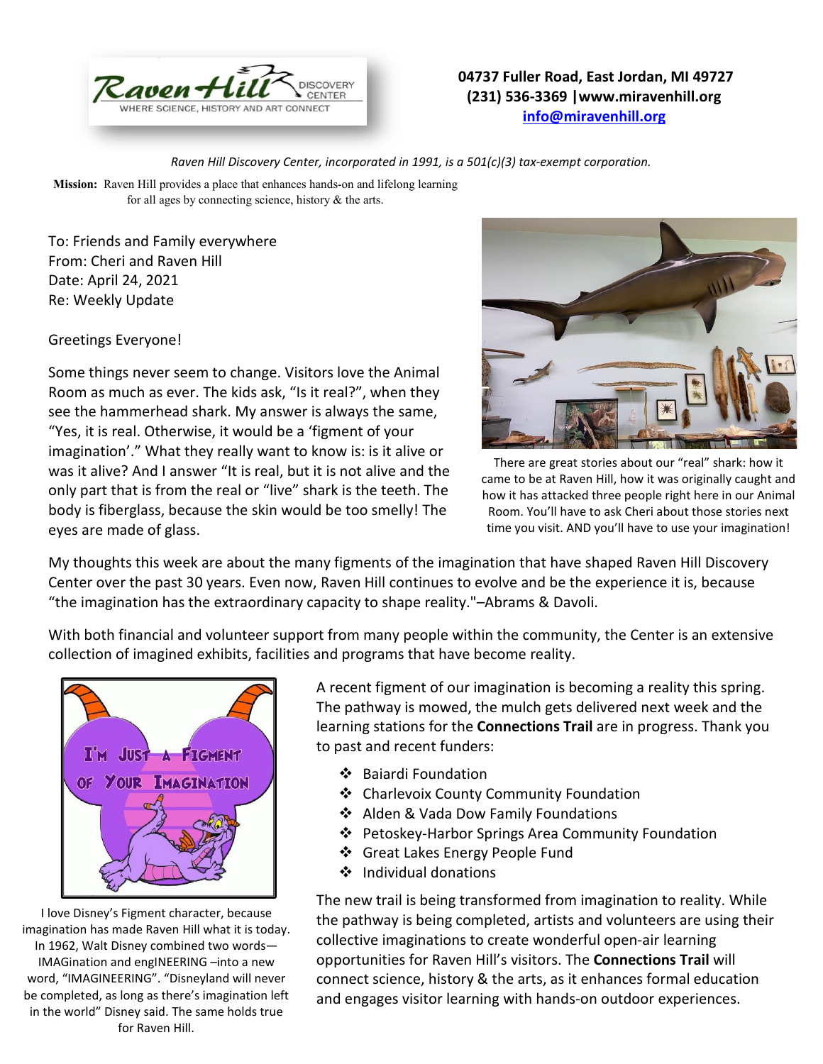Raven Hill Discovery Center — WHERE SCIENCE, HISTORY AND ART CONNECT

**04737 Fuller Road, East Jordan, MI 49727**
**(231) 536-3369 |www.miravenhill.org**
**info@miravenhill.org**

*Raven Hill Discovery Center, incorporated in 1991, is a 501(c)(3) tax-exempt corporation.*

**Mission:** Raven Hill provides a place that enhances hands-on and lifelong learning for all ages by connecting science, history & the arts.

To: Friends and Family everywhere
From: Cheri and Raven Hill
Date: April 24, 2021
Re: Weekly Update

Greetings Everyone!

Some things never seem to change. Visitors love the Animal Room as much as ever. The kids ask, "Is it real?", when they see the hammerhead shark. My answer is always the same, "Yes, it is real. Otherwise, it would be a 'figment of your imagination'." What they really want to know is: is it alive or was it alive? And I answer "It is real, but it is not alive and the only part that is from the real or "live" shark is the teeth. The body is fiberglass, because the skin would be too smelly! The eyes are made of glass.

There are great stories about our "real" shark: how it came to be at Raven Hill, how it was originally caught and how it has attacked three people right here in our Animal Room. You'll have to ask Cheri about those stories next time you visit. AND you'll have to use your imagination!

My thoughts this week are about the many figments of the imagination that have shaped Raven Hill Discovery Center over the past 30 years. Even now, Raven Hill continues to evolve and be the experience it is, because "the imagination has the extraordinary capacity to shape reality."–Abrams & Davoli.

With both financial and volunteer support from many people within the community, the Center is an extensive collection of imagined exhibits, facilities and programs that have become reality.

I love Disney's Figment character, because imagination has made Raven Hill what it is today. In 1962, Walt Disney combined two words—IMAGination and engINEERING –into a new word, "IMAGINEERING". "Disneyland will never be completed, as long as there's imagination left in the world" Disney said. The same holds true for Raven Hill.

A recent figment of our imagination is becoming a reality this spring. The pathway is mowed, the mulch gets delivered next week and the learning stations for the **Connections Trail** are in progress. Thank you to past and recent funders:

- Baiardi Foundation
- Charlevoix County Community Foundation
- Alden & Vada Dow Family Foundations
- Petoskey-Harbor Springs Area Community Foundation
- Great Lakes Energy People Fund
- Individual donations

The new trail is being transformed from imagination to reality. While the pathway is being completed, artists and volunteers are using their collective imaginations to create wonderful open-air learning opportunities for Raven Hill's visitors. The **Connections Trail** will connect science, history & the arts, as it enhances formal education and engages visitor learning with hands-on outdoor experiences.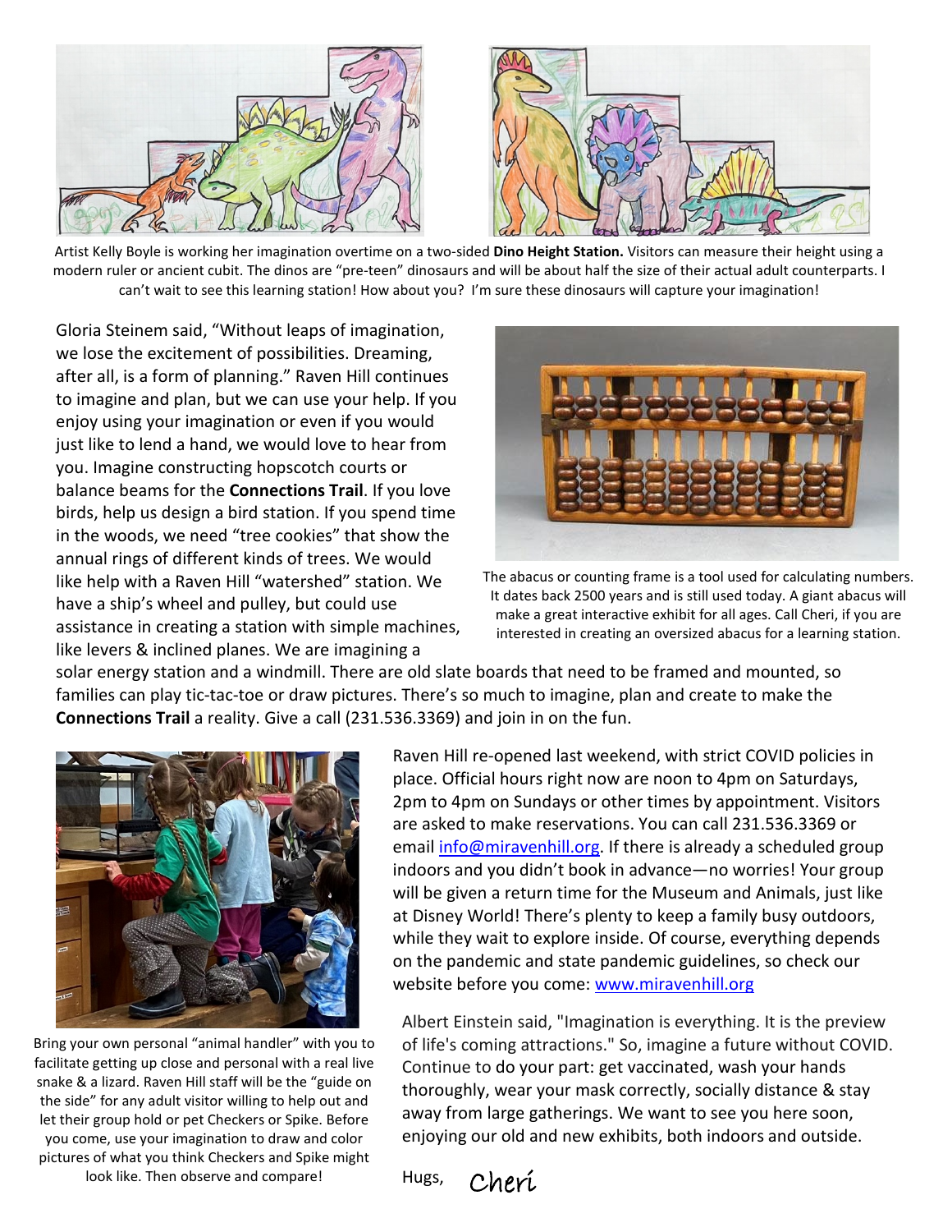Artist Kelly Boyle is working her imagination overtime on a two-sided **Dino Height Station.** Visitors can measure their height using a modern ruler or ancient cubit. The dinos are "pre-teen" dinosaurs and will be about half the size of their actual adult counterparts. I can't wait to see this learning station! How about you? I'm sure these dinosaurs will capture your imagination!

Gloria Steinem said, "Without leaps of imagination, we lose the excitement of possibilities. Dreaming, after all, is a form of planning." Raven Hill continues to imagine and plan, but we can use your help. If you enjoy using your imagination or even if you would just like to lend a hand, we would love to hear from you. Imagine constructing hopscotch courts or balance beams for the **Connections Trail**. If you love birds, help us design a bird station. If you spend time in the woods, we need "tree cookies" that show the annual rings of different kinds of trees. We would like help with a Raven Hill "watershed" station. We have a ship's wheel and pulley, but could use assistance in creating a station with simple machines, like levers & inclined planes. We are imagining a solar energy station and a windmill. There are old slate boards that need to be framed and mounted, so families can play tic-tac-toe or draw pictures. There's so much to imagine, plan and create to make the **Connections Trail** a reality. Give a call (231.536.3369) and join in on the fun.

The abacus or counting frame is a tool used for calculating numbers. It dates back 2500 years and is still used today. A giant abacus will make a great interactive exhibit for all ages. Call Cheri, if you are interested in creating an oversized abacus for a learning station.

Raven Hill re-opened last weekend, with strict COVID policies in place. Official hours right now are noon to 4pm on Saturdays, 2pm to 4pm on Sundays or other times by appointment. Visitors are asked to make reservations. You can call 231.536.3369 or email info@miravenhill.org. If there is already a scheduled group indoors and you didn't book in advance—no worries! Your group will be given a return time for the Museum and Animals, just like at Disney World! There's plenty to keep a family busy outdoors, while they wait to explore inside. Of course, everything depends on the pandemic and state pandemic guidelines, so check our website before you come: www.miravenhill.org

Bring your own personal "animal handler" with you to facilitate getting up close and personal with a real live snake & a lizard. Raven Hill staff will be the "guide on the side" for any adult visitor willing to help out and let their group hold or pet Checkers or Spike. Before you come, use your imagination to draw and color pictures of what you think Checkers and Spike might look like. Then observe and compare!

Albert Einstein said, "Imagination is everything. It is the preview of life's coming attractions." So, imagine a future without COVID. Continue to do your part: get vaccinated, wash your hands thoroughly, wear your mask correctly, socially distance & stay away from large gatherings. We want to see you here soon, enjoying our old and new exhibits, both indoors and outside.

Hugs, Cheri